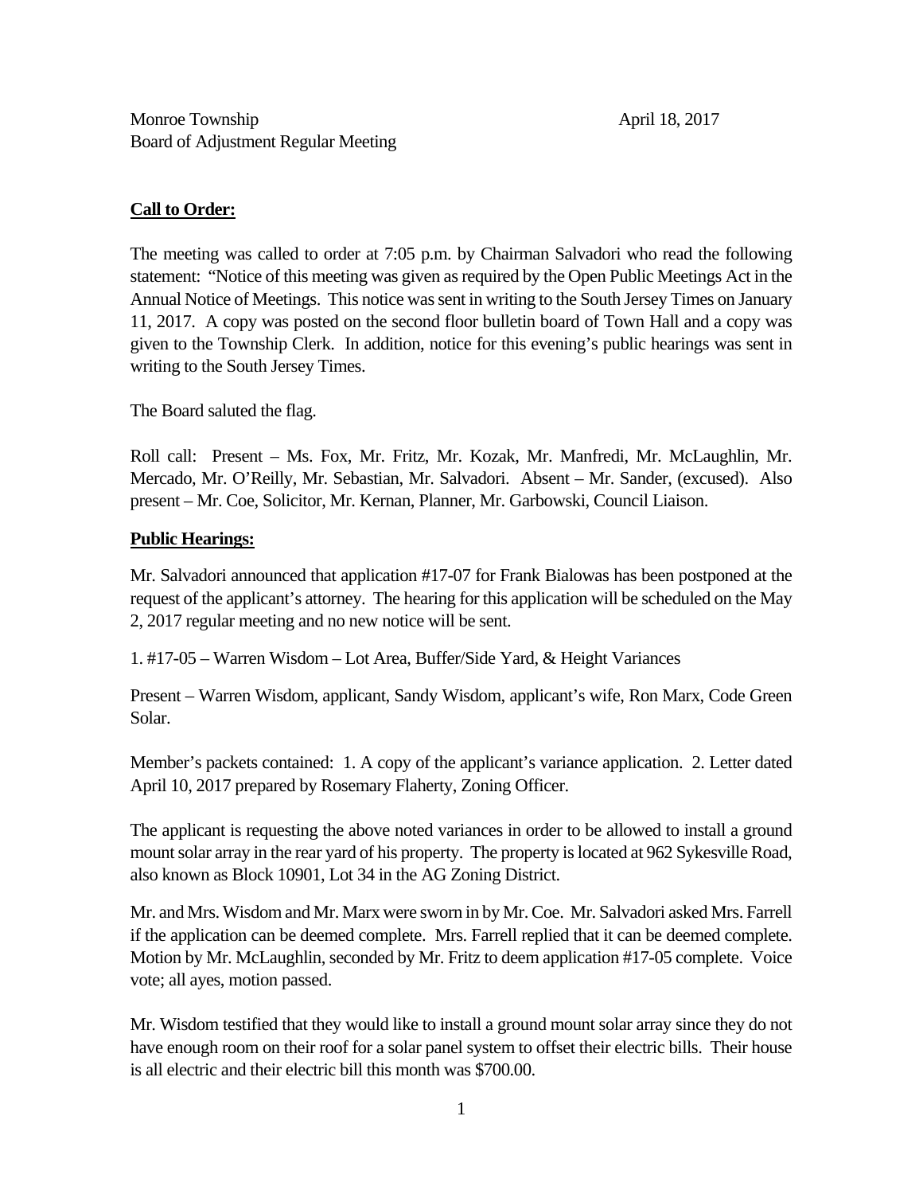Monroe Township April 18, 2017
Board of Adjustment Regular Meeting

**Call to Order:**

The meeting was called to order at 7:05 p.m. by Chairman Salvadori who read the following statement: "Notice of this meeting was given as required by the Open Public Meetings Act in the Annual Notice of Meetings. This notice was sent in writing to the South Jersey Times on January 11, 2017. A copy was posted on the second floor bulletin board of Town Hall and a copy was given to the Township Clerk. In addition, notice for this evening's public hearings was sent in writing to the South Jersey Times.

The Board saluted the flag.

Roll call: Present – Ms. Fox, Mr. Fritz, Mr. Kozak, Mr. Manfredi, Mr. McLaughlin, Mr. Mercado, Mr. O'Reilly, Mr. Sebastian, Mr. Salvadori. Absent – Mr. Sander, (excused). Also present – Mr. Coe, Solicitor, Mr. Kernan, Planner, Mr. Garbowski, Council Liaison.

**Public Hearings:**

Mr. Salvadori announced that application #17-07 for Frank Bialowas has been postponed at the request of the applicant's attorney. The hearing for this application will be scheduled on the May 2, 2017 regular meeting and no new notice will be sent.

1. #17-05 – Warren Wisdom – Lot Area, Buffer/Side Yard, & Height Variances

Present – Warren Wisdom, applicant, Sandy Wisdom, applicant's wife, Ron Marx, Code Green Solar.

Member's packets contained: 1. A copy of the applicant's variance application. 2. Letter dated April 10, 2017 prepared by Rosemary Flaherty, Zoning Officer.

The applicant is requesting the above noted variances in order to be allowed to install a ground mount solar array in the rear yard of his property. The property is located at 962 Sykesville Road, also known as Block 10901, Lot 34 in the AG Zoning District.

Mr. and Mrs. Wisdom and Mr. Marx were sworn in by Mr. Coe. Mr. Salvadori asked Mrs. Farrell if the application can be deemed complete. Mrs. Farrell replied that it can be deemed complete. Motion by Mr. McLaughlin, seconded by Mr. Fritz to deem application #17-05 complete. Voice vote; all ayes, motion passed.

Mr. Wisdom testified that they would like to install a ground mount solar array since they do not have enough room on their roof for a solar panel system to offset their electric bills. Their house is all electric and their electric bill this month was $700.00.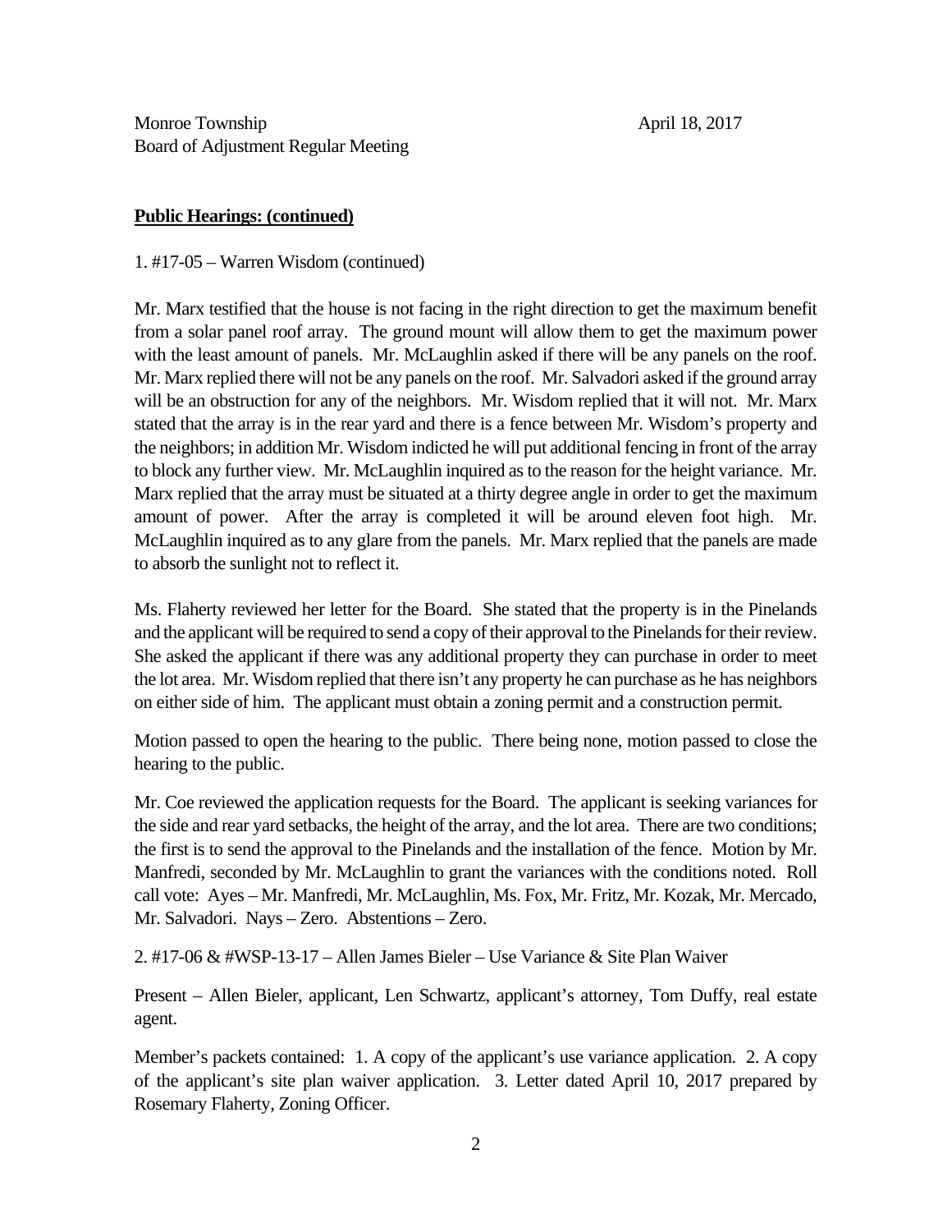Monroe Township April 18, 2017
Board of Adjustment Regular Meeting

**Public Hearings: (continued)**

1. #17-05 – Warren Wisdom (continued)

Mr. Marx testified that the house is not facing in the right direction to get the maximum benefit from a solar panel roof array. The ground mount will allow them to get the maximum power with the least amount of panels. Mr. McLaughlin asked if there will be any panels on the roof. Mr. Marx replied there will not be any panels on the roof. Mr. Salvadori asked if the ground array will be an obstruction for any of the neighbors. Mr. Wisdom replied that it will not. Mr. Marx stated that the array is in the rear yard and there is a fence between Mr. Wisdom's property and the neighbors; in addition Mr. Wisdom indicted he will put additional fencing in front of the array to block any further view. Mr. McLaughlin inquired as to the reason for the height variance. Mr. Marx replied that the array must be situated at a thirty degree angle in order to get the maximum amount of power. After the array is completed it will be around eleven foot high. Mr. McLaughlin inquired as to any glare from the panels. Mr. Marx replied that the panels are made to absorb the sunlight not to reflect it.

Ms. Flaherty reviewed her letter for the Board. She stated that the property is in the Pinelands and the applicant will be required to send a copy of their approval to the Pinelands for their review. She asked the applicant if there was any additional property they can purchase in order to meet the lot area. Mr. Wisdom replied that there isn't any property he can purchase as he has neighbors on either side of him. The applicant must obtain a zoning permit and a construction permit.

Motion passed to open the hearing to the public. There being none, motion passed to close the hearing to the public.

Mr. Coe reviewed the application requests for the Board. The applicant is seeking variances for the side and rear yard setbacks, the height of the array, and the lot area. There are two conditions; the first is to send the approval to the Pinelands and the installation of the fence. Motion by Mr. Manfredi, seconded by Mr. McLaughlin to grant the variances with the conditions noted. Roll call vote: Ayes – Mr. Manfredi, Mr. McLaughlin, Ms. Fox, Mr. Fritz, Mr. Kozak, Mr. Mercado, Mr. Salvadori. Nays – Zero. Abstentions – Zero.

2. #17-06 & #WSP-13-17 – Allen James Bieler – Use Variance & Site Plan Waiver

Present – Allen Bieler, applicant, Len Schwartz, applicant's attorney, Tom Duffy, real estate agent.

Member's packets contained: 1. A copy of the applicant's use variance application. 2. A copy of the applicant's site plan waiver application. 3. Letter dated April 10, 2017 prepared by Rosemary Flaherty, Zoning Officer.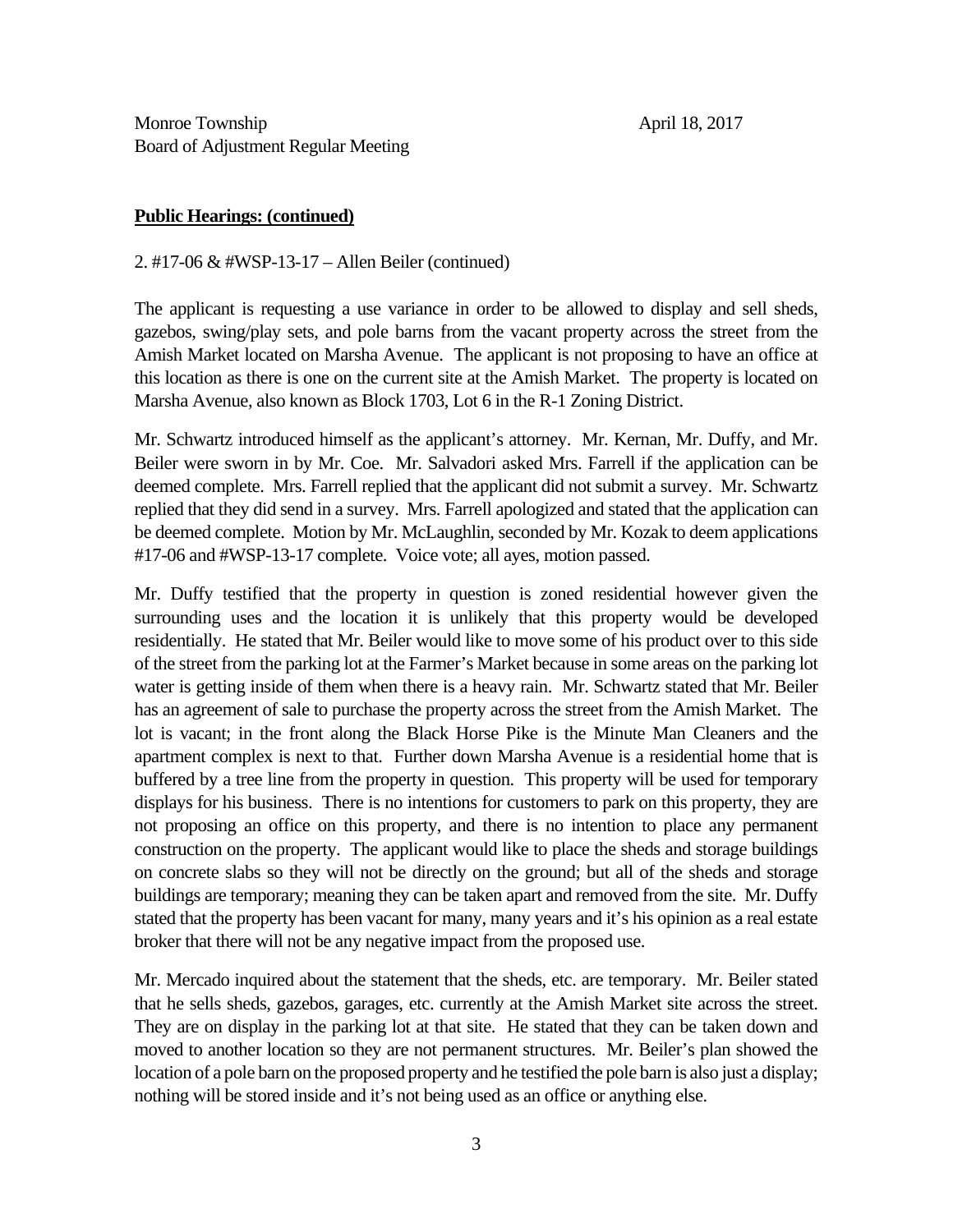Monroe Township
Board of Adjustment Regular Meeting

April 18, 2017

**Public Hearings: (continued)**

2. #17-06 & #WSP-13-17 – Allen Beiler (continued)

The applicant is requesting a use variance in order to be allowed to display and sell sheds, gazebos, swing/play sets, and pole barns from the vacant property across the street from the Amish Market located on Marsha Avenue. The applicant is not proposing to have an office at this location as there is one on the current site at the Amish Market. The property is located on Marsha Avenue, also known as Block 1703, Lot 6 in the R-1 Zoning District.

Mr. Schwartz introduced himself as the applicant's attorney. Mr. Kernan, Mr. Duffy, and Mr. Beiler were sworn in by Mr. Coe. Mr. Salvadori asked Mrs. Farrell if the application can be deemed complete. Mrs. Farrell replied that the applicant did not submit a survey. Mr. Schwartz replied that they did send in a survey. Mrs. Farrell apologized and stated that the application can be deemed complete. Motion by Mr. McLaughlin, seconded by Mr. Kozak to deem applications #17-06 and #WSP-13-17 complete. Voice vote; all ayes, motion passed.

Mr. Duffy testified that the property in question is zoned residential however given the surrounding uses and the location it is unlikely that this property would be developed residentially. He stated that Mr. Beiler would like to move some of his product over to this side of the street from the parking lot at the Farmer's Market because in some areas on the parking lot water is getting inside of them when there is a heavy rain. Mr. Schwartz stated that Mr. Beiler has an agreement of sale to purchase the property across the street from the Amish Market. The lot is vacant; in the front along the Black Horse Pike is the Minute Man Cleaners and the apartment complex is next to that. Further down Marsha Avenue is a residential home that is buffered by a tree line from the property in question. This property will be used for temporary displays for his business. There is no intentions for customers to park on this property, they are not proposing an office on this property, and there is no intention to place any permanent construction on the property. The applicant would like to place the sheds and storage buildings on concrete slabs so they will not be directly on the ground; but all of the sheds and storage buildings are temporary; meaning they can be taken apart and removed from the site. Mr. Duffy stated that the property has been vacant for many, many years and it's his opinion as a real estate broker that there will not be any negative impact from the proposed use.

Mr. Mercado inquired about the statement that the sheds, etc. are temporary. Mr. Beiler stated that he sells sheds, gazebos, garages, etc. currently at the Amish Market site across the street. They are on display in the parking lot at that site. He stated that they can be taken down and moved to another location so they are not permanent structures. Mr. Beiler's plan showed the location of a pole barn on the proposed property and he testified the pole barn is also just a display; nothing will be stored inside and it's not being used as an office or anything else.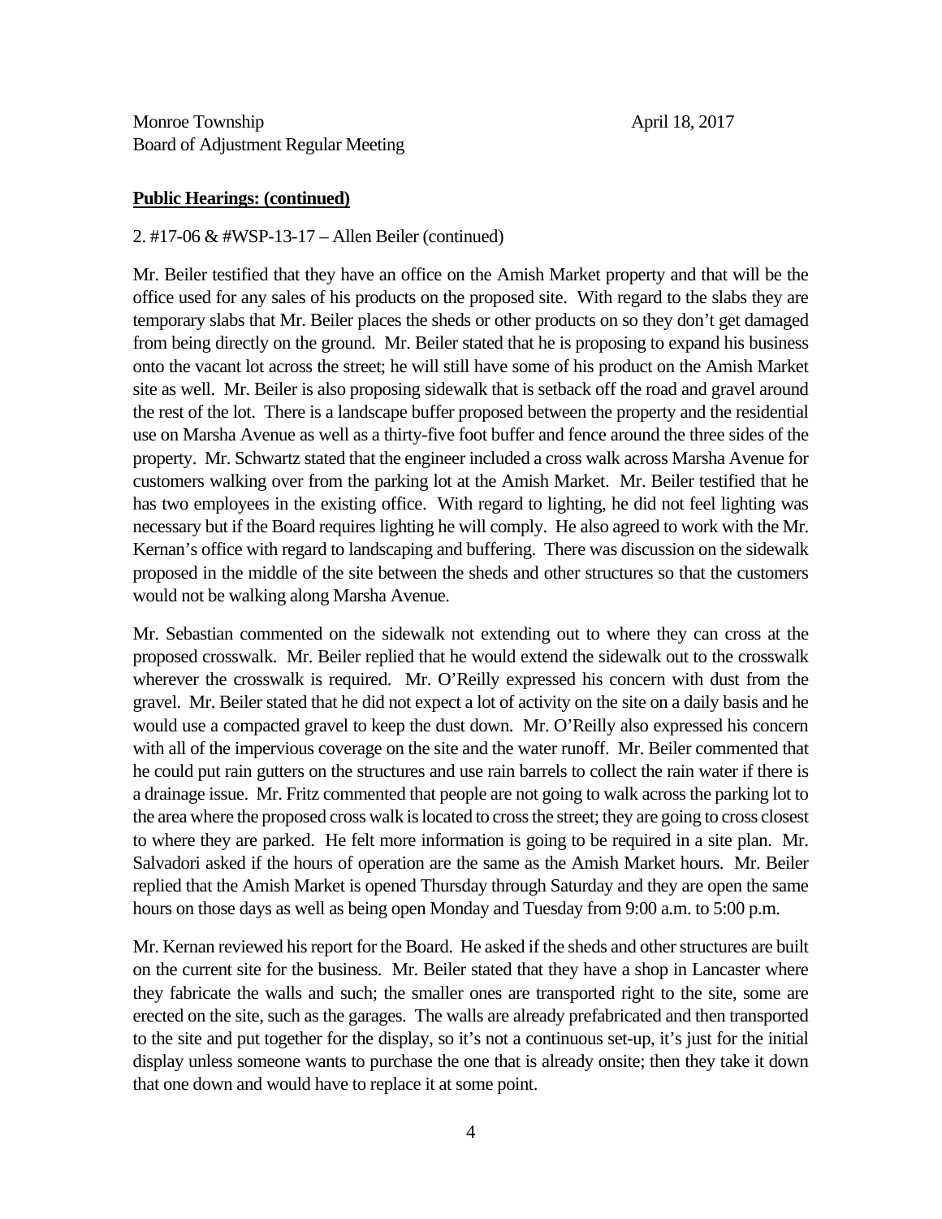Monroe Township
Board of Adjustment Regular Meeting

April 18, 2017

**Public Hearings: (continued)**

2. #17-06 & #WSP-13-17 – Allen Beiler (continued)

Mr. Beiler testified that they have an office on the Amish Market property and that will be the office used for any sales of his products on the proposed site. With regard to the slabs they are temporary slabs that Mr. Beiler places the sheds or other products on so they don't get damaged from being directly on the ground. Mr. Beiler stated that he is proposing to expand his business onto the vacant lot across the street; he will still have some of his product on the Amish Market site as well. Mr. Beiler is also proposing sidewalk that is setback off the road and gravel around the rest of the lot. There is a landscape buffer proposed between the property and the residential use on Marsha Avenue as well as a thirty-five foot buffer and fence around the three sides of the property. Mr. Schwartz stated that the engineer included a cross walk across Marsha Avenue for customers walking over from the parking lot at the Amish Market. Mr. Beiler testified that he has two employees in the existing office. With regard to lighting, he did not feel lighting was necessary but if the Board requires lighting he will comply. He also agreed to work with the Mr. Kernan's office with regard to landscaping and buffering. There was discussion on the sidewalk proposed in the middle of the site between the sheds and other structures so that the customers would not be walking along Marsha Avenue.

Mr. Sebastian commented on the sidewalk not extending out to where they can cross at the proposed crosswalk. Mr. Beiler replied that he would extend the sidewalk out to the crosswalk wherever the crosswalk is required. Mr. O'Reilly expressed his concern with dust from the gravel. Mr. Beiler stated that he did not expect a lot of activity on the site on a daily basis and he would use a compacted gravel to keep the dust down. Mr. O'Reilly also expressed his concern with all of the impervious coverage on the site and the water runoff. Mr. Beiler commented that he could put rain gutters on the structures and use rain barrels to collect the rain water if there is a drainage issue. Mr. Fritz commented that people are not going to walk across the parking lot to the area where the proposed cross walk is located to cross the street; they are going to cross closest to where they are parked. He felt more information is going to be required in a site plan. Mr. Salvadori asked if the hours of operation are the same as the Amish Market hours. Mr. Beiler replied that the Amish Market is opened Thursday through Saturday and they are open the same hours on those days as well as being open Monday and Tuesday from 9:00 a.m. to 5:00 p.m.

Mr. Kernan reviewed his report for the Board. He asked if the sheds and other structures are built on the current site for the business. Mr. Beiler stated that they have a shop in Lancaster where they fabricate the walls and such; the smaller ones are transported right to the site, some are erected on the site, such as the garages. The walls are already prefabricated and then transported to the site and put together for the display, so it's not a continuous set-up, it's just for the initial display unless someone wants to purchase the one that is already onsite; then they take it down that one down and would have to replace it at some point.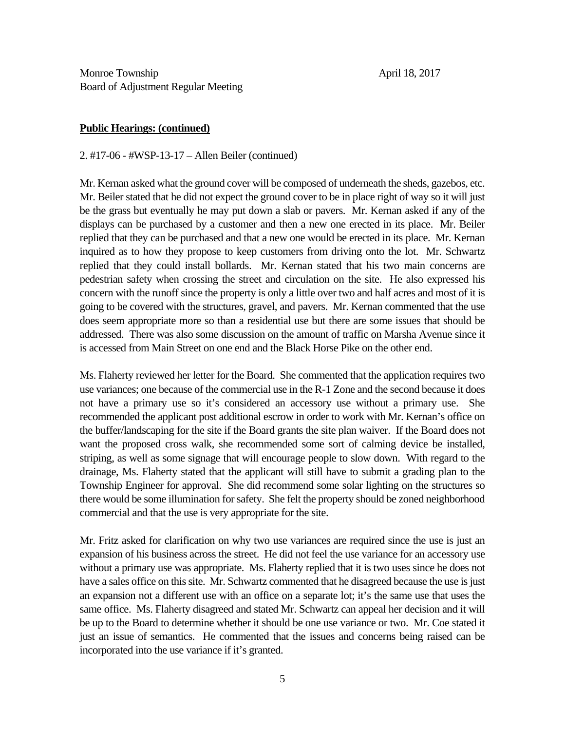Monroe Township April 18, 2017
Board of Adjustment Regular Meeting

**Public Hearings: (continued)**

2. #17-06 - #WSP-13-17 – Allen Beiler (continued)

Mr. Kernan asked what the ground cover will be composed of underneath the sheds, gazebos, etc. Mr. Beiler stated that he did not expect the ground cover to be in place right of way so it will just be the grass but eventually he may put down a slab or pavers. Mr. Kernan asked if any of the displays can be purchased by a customer and then a new one erected in its place. Mr. Beiler replied that they can be purchased and that a new one would be erected in its place. Mr. Kernan inquired as to how they propose to keep customers from driving onto the lot. Mr. Schwartz replied that they could install bollards. Mr. Kernan stated that his two main concerns are pedestrian safety when crossing the street and circulation on the site. He also expressed his concern with the runoff since the property is only a little over two and half acres and most of it is going to be covered with the structures, gravel, and pavers. Mr. Kernan commented that the use does seem appropriate more so than a residential use but there are some issues that should be addressed. There was also some discussion on the amount of traffic on Marsha Avenue since it is accessed from Main Street on one end and the Black Horse Pike on the other end.

Ms. Flaherty reviewed her letter for the Board. She commented that the application requires two use variances; one because of the commercial use in the R-1 Zone and the second because it does not have a primary use so it's considered an accessory use without a primary use. She recommended the applicant post additional escrow in order to work with Mr. Kernan's office on the buffer/landscaping for the site if the Board grants the site plan waiver. If the Board does not want the proposed cross walk, she recommended some sort of calming device be installed, striping, as well as some signage that will encourage people to slow down. With regard to the drainage, Ms. Flaherty stated that the applicant will still have to submit a grading plan to the Township Engineer for approval. She did recommend some solar lighting on the structures so there would be some illumination for safety. She felt the property should be zoned neighborhood commercial and that the use is very appropriate for the site.

Mr. Fritz asked for clarification on why two use variances are required since the use is just an expansion of his business across the street. He did not feel the use variance for an accessory use without a primary use was appropriate. Ms. Flaherty replied that it is two uses since he does not have a sales office on this site. Mr. Schwartz commented that he disagreed because the use is just an expansion not a different use with an office on a separate lot; it's the same use that uses the same office. Ms. Flaherty disagreed and stated Mr. Schwartz can appeal her decision and it will be up to the Board to determine whether it should be one use variance or two. Mr. Coe stated it just an issue of semantics. He commented that the issues and concerns being raised can be incorporated into the use variance if it's granted.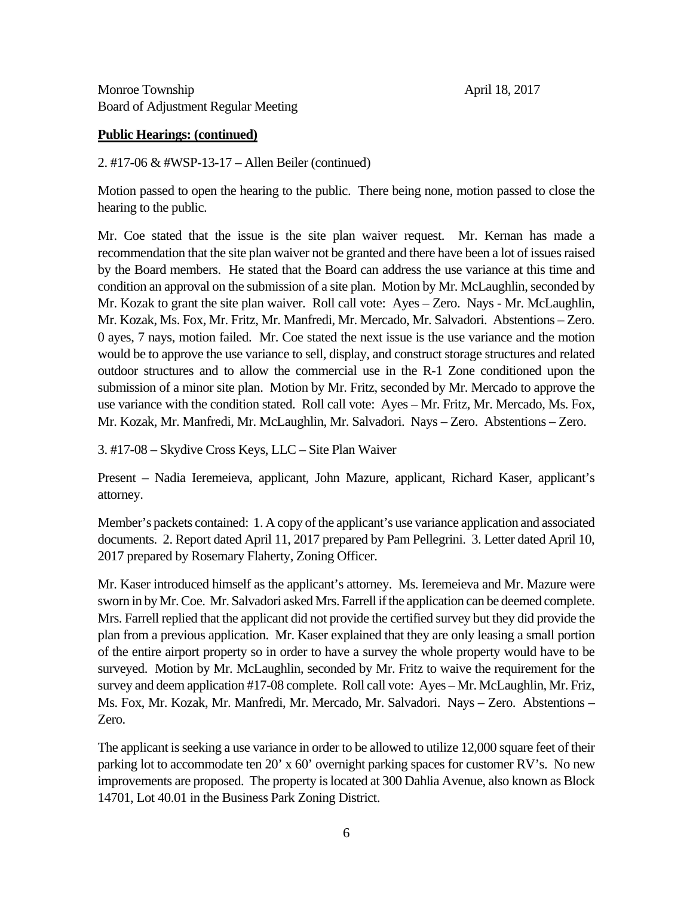**Public Hearings: (continued)**

2. #17-06 & #WSP-13-17 – Allen Beiler (continued)

Motion passed to open the hearing to the public. There being none, motion passed to close the hearing to the public.

Mr. Coe stated that the issue is the site plan waiver request. Mr. Kernan has made a recommendation that the site plan waiver not be granted and there have been a lot of issues raised by the Board members. He stated that the Board can address the use variance at this time and condition an approval on the submission of a site plan. Motion by Mr. McLaughlin, seconded by Mr. Kozak to grant the site plan waiver. Roll call vote: Ayes – Zero. Nays - Mr. McLaughlin, Mr. Kozak, Ms. Fox, Mr. Fritz, Mr. Manfredi, Mr. Mercado, Mr. Salvadori. Abstentions – Zero. 0 ayes, 7 nays, motion failed. Mr. Coe stated the next issue is the use variance and the motion would be to approve the use variance to sell, display, and construct storage structures and related outdoor structures and to allow the commercial use in the R-1 Zone conditioned upon the submission of a minor site plan. Motion by Mr. Fritz, seconded by Mr. Mercado to approve the use variance with the condition stated. Roll call vote: Ayes – Mr. Fritz, Mr. Mercado, Ms. Fox, Mr. Kozak, Mr. Manfredi, Mr. McLaughlin, Mr. Salvadori. Nays – Zero. Abstentions – Zero.

3. #17-08 – Skydive Cross Keys, LLC – Site Plan Waiver

Present – Nadia Ieremeieva, applicant, John Mazure, applicant, Richard Kaser, applicant's attorney.

Member's packets contained: 1. A copy of the applicant's use variance application and associated documents. 2. Report dated April 11, 2017 prepared by Pam Pellegrini. 3. Letter dated April 10, 2017 prepared by Rosemary Flaherty, Zoning Officer.

Mr. Kaser introduced himself as the applicant's attorney. Ms. Ieremeieva and Mr. Mazure were sworn in by Mr. Coe. Mr. Salvadori asked Mrs. Farrell if the application can be deemed complete. Mrs. Farrell replied that the applicant did not provide the certified survey but they did provide the plan from a previous application. Mr. Kaser explained that they are only leasing a small portion of the entire airport property so in order to have a survey the whole property would have to be surveyed. Motion by Mr. McLaughlin, seconded by Mr. Fritz to waive the requirement for the survey and deem application #17-08 complete. Roll call vote: Ayes – Mr. McLaughlin, Mr. Friz, Ms. Fox, Mr. Kozak, Mr. Manfredi, Mr. Mercado, Mr. Salvadori. Nays – Zero. Abstentions – Zero.

The applicant is seeking a use variance in order to be allowed to utilize 12,000 square feet of their parking lot to accommodate ten 20' x 60' overnight parking spaces for customer RV's. No new improvements are proposed. The property is located at 300 Dahlia Avenue, also known as Block 14701, Lot 40.01 in the Business Park Zoning District.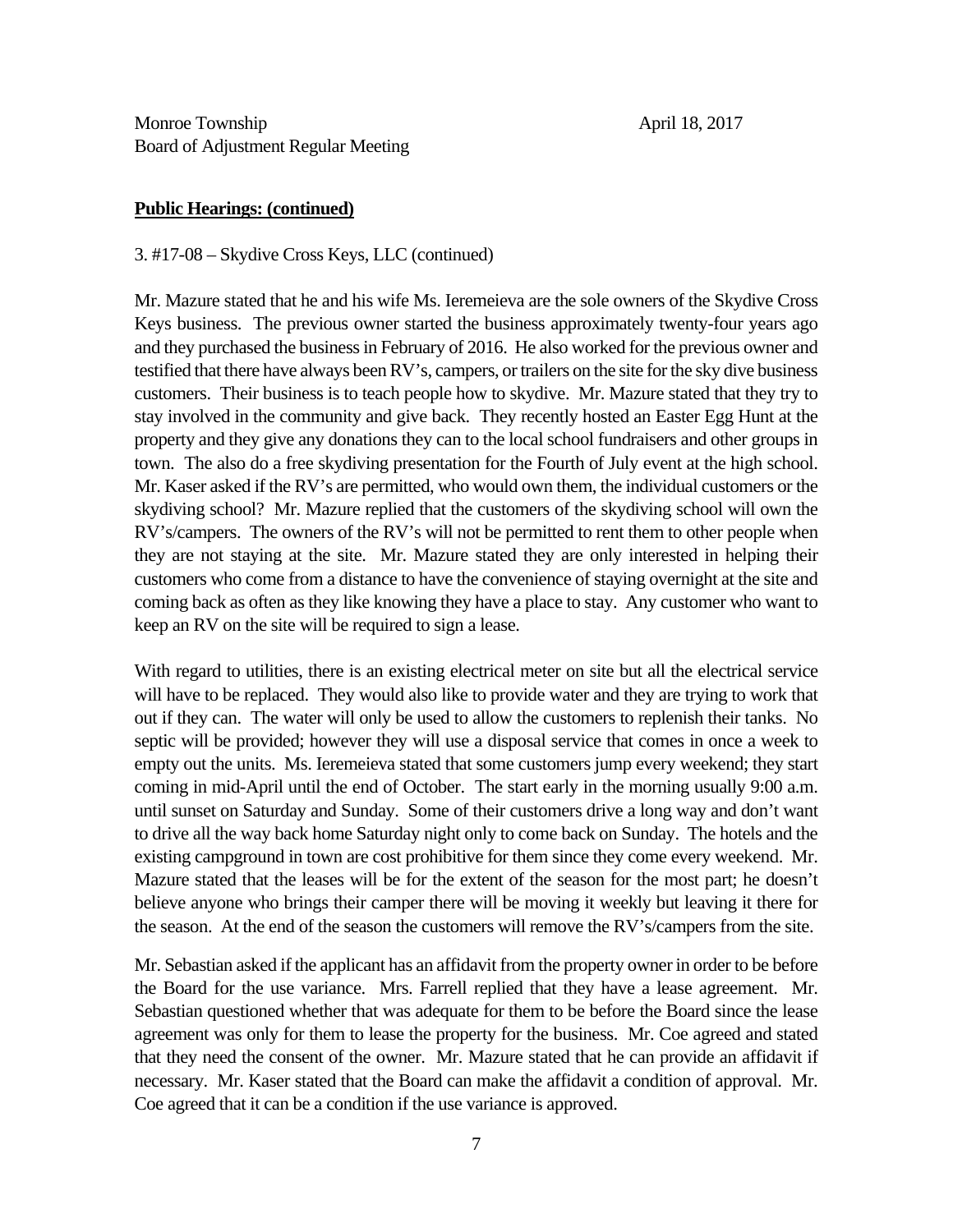**Public Hearings: (continued)**

3. #17-08 – Skydive Cross Keys, LLC (continued)

Mr. Mazure stated that he and his wife Ms. Ieremeieva are the sole owners of the Skydive Cross Keys business. The previous owner started the business approximately twenty-four years ago and they purchased the business in February of 2016. He also worked for the previous owner and testified that there have always been RV's, campers, or trailers on the site for the sky dive business customers. Their business is to teach people how to skydive. Mr. Mazure stated that they try to stay involved in the community and give back. They recently hosted an Easter Egg Hunt at the property and they give any donations they can to the local school fundraisers and other groups in town. The also do a free skydiving presentation for the Fourth of July event at the high school. Mr. Kaser asked if the RV's are permitted, who would own them, the individual customers or the skydiving school? Mr. Mazure replied that the customers of the skydiving school will own the RV's/campers. The owners of the RV's will not be permitted to rent them to other people when they are not staying at the site. Mr. Mazure stated they are only interested in helping their customers who come from a distance to have the convenience of staying overnight at the site and coming back as often as they like knowing they have a place to stay. Any customer who want to keep an RV on the site will be required to sign a lease.

With regard to utilities, there is an existing electrical meter on site but all the electrical service will have to be replaced. They would also like to provide water and they are trying to work that out if they can. The water will only be used to allow the customers to replenish their tanks. No septic will be provided; however they will use a disposal service that comes in once a week to empty out the units. Ms. Ieremeieva stated that some customers jump every weekend; they start coming in mid-April until the end of October. The start early in the morning usually 9:00 a.m. until sunset on Saturday and Sunday. Some of their customers drive a long way and don't want to drive all the way back home Saturday night only to come back on Sunday. The hotels and the existing campground in town are cost prohibitive for them since they come every weekend. Mr. Mazure stated that the leases will be for the extent of the season for the most part; he doesn't believe anyone who brings their camper there will be moving it weekly but leaving it there for the season. At the end of the season the customers will remove the RV's/campers from the site.

Mr. Sebastian asked if the applicant has an affidavit from the property owner in order to be before the Board for the use variance. Mrs. Farrell replied that they have a lease agreement. Mr. Sebastian questioned whether that was adequate for them to be before the Board since the lease agreement was only for them to lease the property for the business. Mr. Coe agreed and stated that they need the consent of the owner. Mr. Mazure stated that he can provide an affidavit if necessary. Mr. Kaser stated that the Board can make the affidavit a condition of approval. Mr. Coe agreed that it can be a condition if the use variance is approved.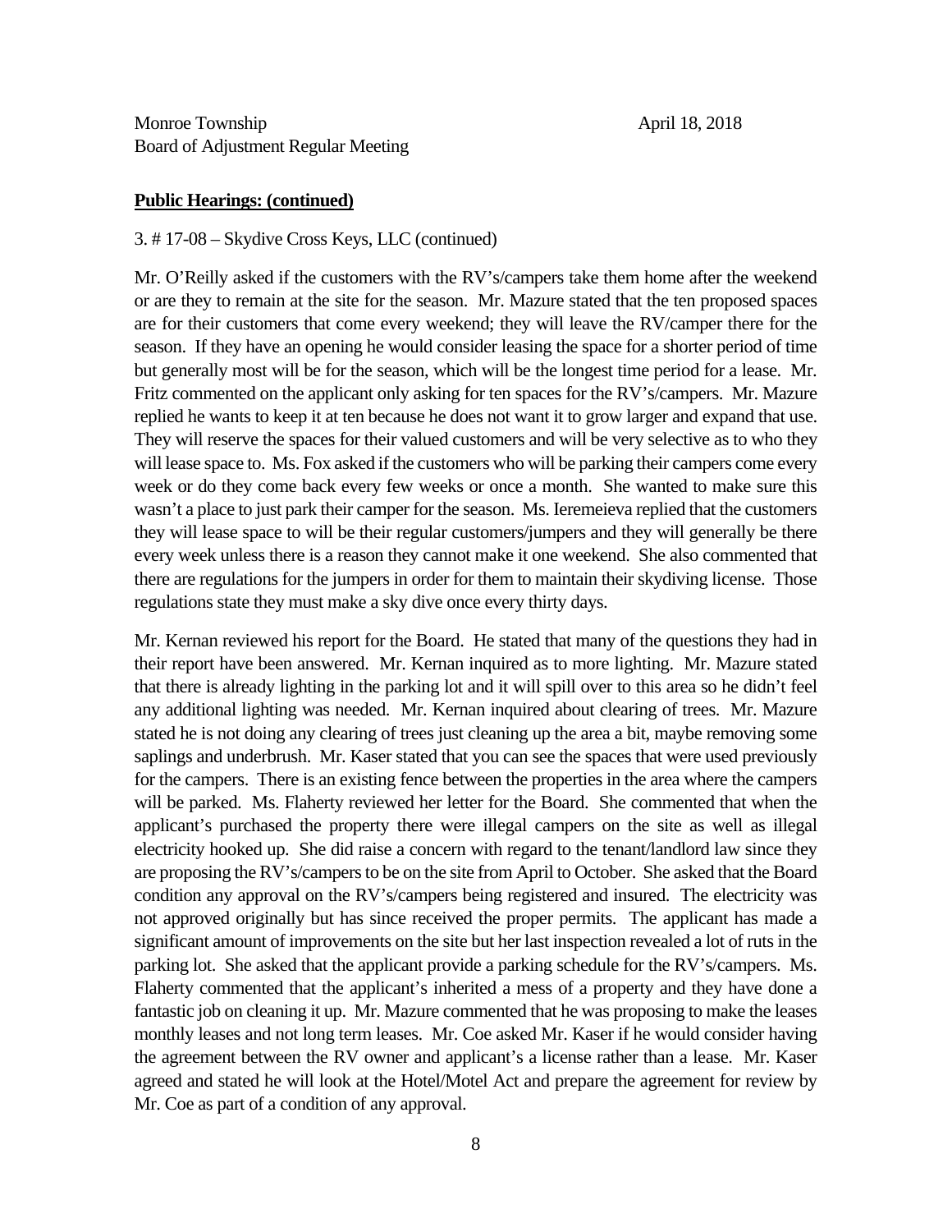Monroe Township
Board of Adjustment Regular Meeting

April 18, 2018

**Public Hearings: (continued)**

3. # 17-08 – Skydive Cross Keys, LLC (continued)

Mr. O'Reilly asked if the customers with the RV's/campers take them home after the weekend or are they to remain at the site for the season. Mr. Mazure stated that the ten proposed spaces are for their customers that come every weekend; they will leave the RV/camper there for the season. If they have an opening he would consider leasing the space for a shorter period of time but generally most will be for the season, which will be the longest time period for a lease. Mr. Fritz commented on the applicant only asking for ten spaces for the RV's/campers. Mr. Mazure replied he wants to keep it at ten because he does not want it to grow larger and expand that use. They will reserve the spaces for their valued customers and will be very selective as to who they will lease space to. Ms. Fox asked if the customers who will be parking their campers come every week or do they come back every few weeks or once a month. She wanted to make sure this wasn't a place to just park their camper for the season. Ms. Ieremeieva replied that the customers they will lease space to will be their regular customers/jumpers and they will generally be there every week unless there is a reason they cannot make it one weekend. She also commented that there are regulations for the jumpers in order for them to maintain their skydiving license. Those regulations state they must make a sky dive once every thirty days.

Mr. Kernan reviewed his report for the Board. He stated that many of the questions they had in their report have been answered. Mr. Kernan inquired as to more lighting. Mr. Mazure stated that there is already lighting in the parking lot and it will spill over to this area so he didn't feel any additional lighting was needed. Mr. Kernan inquired about clearing of trees. Mr. Mazure stated he is not doing any clearing of trees just cleaning up the area a bit, maybe removing some saplings and underbrush. Mr. Kaser stated that you can see the spaces that were used previously for the campers. There is an existing fence between the properties in the area where the campers will be parked. Ms. Flaherty reviewed her letter for the Board. She commented that when the applicant's purchased the property there were illegal campers on the site as well as illegal electricity hooked up. She did raise a concern with regard to the tenant/landlord law since they are proposing the RV's/campers to be on the site from April to October. She asked that the Board condition any approval on the RV's/campers being registered and insured. The electricity was not approved originally but has since received the proper permits. The applicant has made a significant amount of improvements on the site but her last inspection revealed a lot of ruts in the parking lot. She asked that the applicant provide a parking schedule for the RV's/campers. Ms. Flaherty commented that the applicant's inherited a mess of a property and they have done a fantastic job on cleaning it up. Mr. Mazure commented that he was proposing to make the leases monthly leases and not long term leases. Mr. Coe asked Mr. Kaser if he would consider having the agreement between the RV owner and applicant's a license rather than a lease. Mr. Kaser agreed and stated he will look at the Hotel/Motel Act and prepare the agreement for review by Mr. Coe as part of a condition of any approval.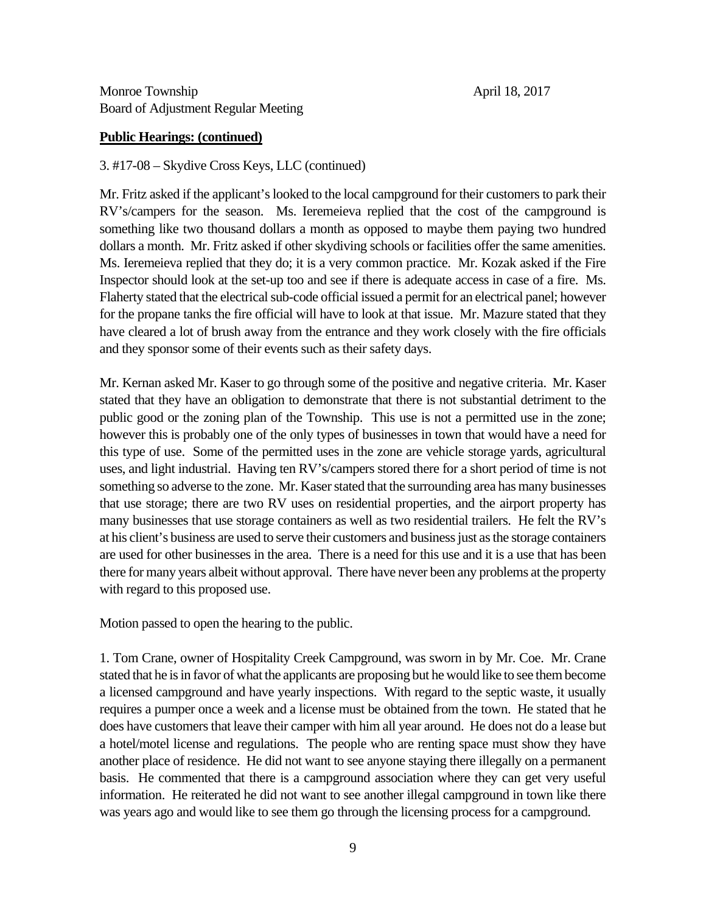Monroe Township April 18, 2017
Board of Adjustment Regular Meeting

**Public Hearings: (continued)**

3. #17-08 – Skydive Cross Keys, LLC (continued)

Mr. Fritz asked if the applicant's looked to the local campground for their customers to park their RV's/campers for the season. Ms. Ieremeieva replied that the cost of the campground is something like two thousand dollars a month as opposed to maybe them paying two hundred dollars a month. Mr. Fritz asked if other skydiving schools or facilities offer the same amenities. Ms. Ieremeieva replied that they do; it is a very common practice. Mr. Kozak asked if the Fire Inspector should look at the set-up too and see if there is adequate access in case of a fire. Ms. Flaherty stated that the electrical sub-code official issued a permit for an electrical panel; however for the propane tanks the fire official will have to look at that issue. Mr. Mazure stated that they have cleared a lot of brush away from the entrance and they work closely with the fire officials and they sponsor some of their events such as their safety days.

Mr. Kernan asked Mr. Kaser to go through some of the positive and negative criteria. Mr. Kaser stated that they have an obligation to demonstrate that there is not substantial detriment to the public good or the zoning plan of the Township. This use is not a permitted use in the zone; however this is probably one of the only types of businesses in town that would have a need for this type of use. Some of the permitted uses in the zone are vehicle storage yards, agricultural uses, and light industrial. Having ten RV's/campers stored there for a short period of time is not something so adverse to the zone. Mr. Kaser stated that the surrounding area has many businesses that use storage; there are two RV uses on residential properties, and the airport property has many businesses that use storage containers as well as two residential trailers. He felt the RV's at his client's business are used to serve their customers and business just as the storage containers are used for other businesses in the area. There is a need for this use and it is a use that has been there for many years albeit without approval. There have never been any problems at the property with regard to this proposed use.

Motion passed to open the hearing to the public.

1. Tom Crane, owner of Hospitality Creek Campground, was sworn in by Mr. Coe. Mr. Crane stated that he is in favor of what the applicants are proposing but he would like to see them become a licensed campground and have yearly inspections. With regard to the septic waste, it usually requires a pumper once a week and a license must be obtained from the town. He stated that he does have customers that leave their camper with him all year around. He does not do a lease but a hotel/motel license and regulations. The people who are renting space must show they have another place of residence. He did not want to see anyone staying there illegally on a permanent basis. He commented that there is a campground association where they can get very useful information. He reiterated he did not want to see another illegal campground in town like there was years ago and would like to see them go through the licensing process for a campground.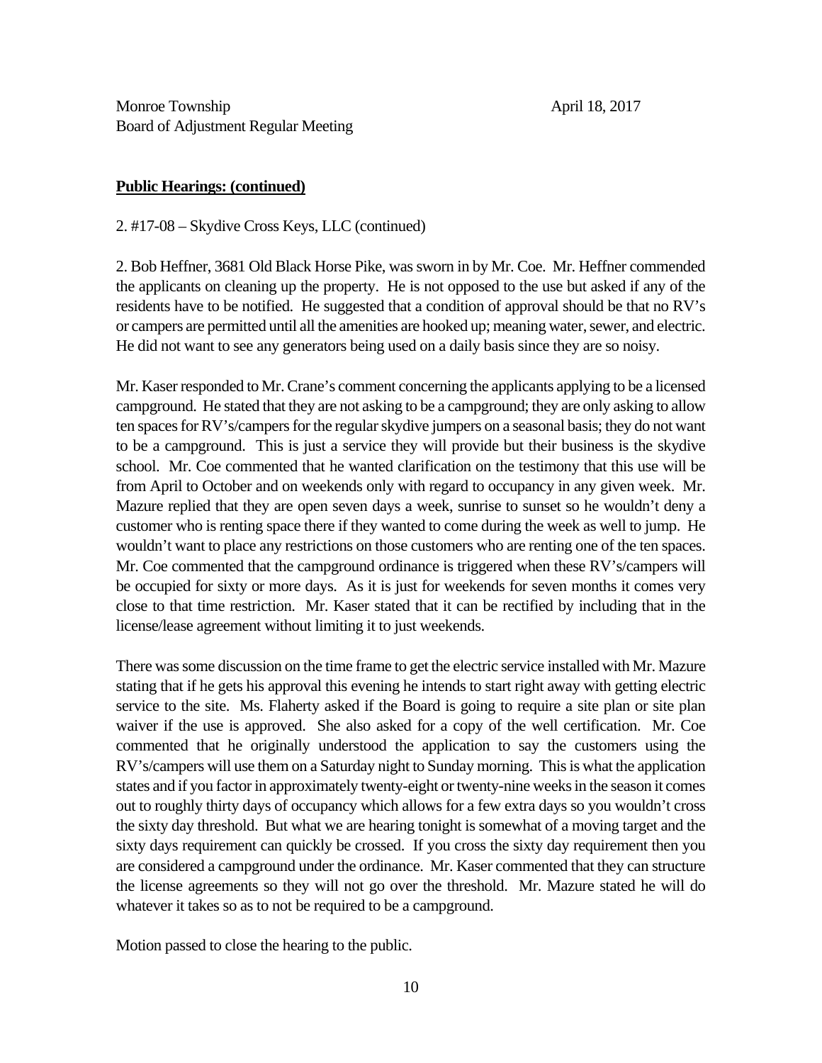Monroe Township  April 18, 2017
Board of Adjustment Regular Meeting

**Public Hearings: (continued)**

2. #17-08 – Skydive Cross Keys, LLC (continued)

2. Bob Heffner, 3681 Old Black Horse Pike, was sworn in by Mr. Coe. Mr. Heffner commended the applicants on cleaning up the property. He is not opposed to the use but asked if any of the residents have to be notified. He suggested that a condition of approval should be that no RV's or campers are permitted until all the amenities are hooked up; meaning water, sewer, and electric. He did not want to see any generators being used on a daily basis since they are so noisy.

Mr. Kaser responded to Mr. Crane's comment concerning the applicants applying to be a licensed campground. He stated that they are not asking to be a campground; they are only asking to allow ten spaces for RV's/campers for the regular skydive jumpers on a seasonal basis; they do not want to be a campground. This is just a service they will provide but their business is the skydive school. Mr. Coe commented that he wanted clarification on the testimony that this use will be from April to October and on weekends only with regard to occupancy in any given week. Mr. Mazure replied that they are open seven days a week, sunrise to sunset so he wouldn't deny a customer who is renting space there if they wanted to come during the week as well to jump. He wouldn't want to place any restrictions on those customers who are renting one of the ten spaces. Mr. Coe commented that the campground ordinance is triggered when these RV's/campers will be occupied for sixty or more days. As it is just for weekends for seven months it comes very close to that time restriction. Mr. Kaser stated that it can be rectified by including that in the license/lease agreement without limiting it to just weekends.

There was some discussion on the time frame to get the electric service installed with Mr. Mazure stating that if he gets his approval this evening he intends to start right away with getting electric service to the site. Ms. Flaherty asked if the Board is going to require a site plan or site plan waiver if the use is approved. She also asked for a copy of the well certification. Mr. Coe commented that he originally understood the application to say the customers using the RV's/campers will use them on a Saturday night to Sunday morning. This is what the application states and if you factor in approximately twenty-eight or twenty-nine weeks in the season it comes out to roughly thirty days of occupancy which allows for a few extra days so you wouldn't cross the sixty day threshold. But what we are hearing tonight is somewhat of a moving target and the sixty days requirement can quickly be crossed. If you cross the sixty day requirement then you are considered a campground under the ordinance. Mr. Kaser commented that they can structure the license agreements so they will not go over the threshold. Mr. Mazure stated he will do whatever it takes so as to not be required to be a campground.

Motion passed to close the hearing to the public.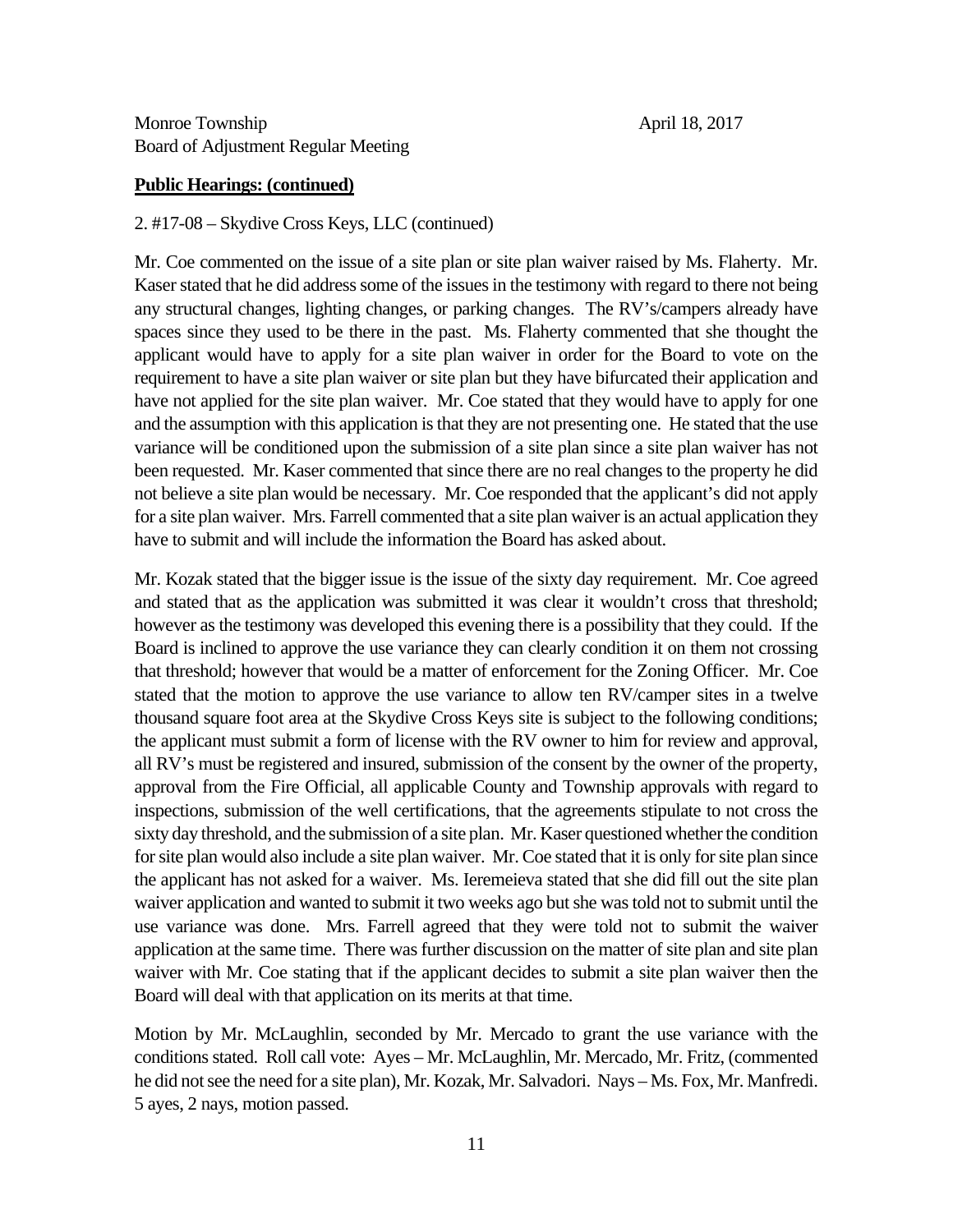Monroe Township
Board of Adjustment Regular Meeting

April 18, 2017

**Public Hearings: (continued)**

2. #17-08 – Skydive Cross Keys, LLC (continued)

Mr. Coe commented on the issue of a site plan or site plan waiver raised by Ms. Flaherty. Mr. Kaser stated that he did address some of the issues in the testimony with regard to there not being any structural changes, lighting changes, or parking changes. The RV's/campers already have spaces since they used to be there in the past. Ms. Flaherty commented that she thought the applicant would have to apply for a site plan waiver in order for the Board to vote on the requirement to have a site plan waiver or site plan but they have bifurcated their application and have not applied for the site plan waiver. Mr. Coe stated that they would have to apply for one and the assumption with this application is that they are not presenting one. He stated that the use variance will be conditioned upon the submission of a site plan since a site plan waiver has not been requested. Mr. Kaser commented that since there are no real changes to the property he did not believe a site plan would be necessary. Mr. Coe responded that the applicant's did not apply for a site plan waiver. Mrs. Farrell commented that a site plan waiver is an actual application they have to submit and will include the information the Board has asked about.

Mr. Kozak stated that the bigger issue is the issue of the sixty day requirement. Mr. Coe agreed and stated that as the application was submitted it was clear it wouldn't cross that threshold; however as the testimony was developed this evening there is a possibility that they could. If the Board is inclined to approve the use variance they can clearly condition it on them not crossing that threshold; however that would be a matter of enforcement for the Zoning Officer. Mr. Coe stated that the motion to approve the use variance to allow ten RV/camper sites in a twelve thousand square foot area at the Skydive Cross Keys site is subject to the following conditions; the applicant must submit a form of license with the RV owner to him for review and approval, all RV's must be registered and insured, submission of the consent by the owner of the property, approval from the Fire Official, all applicable County and Township approvals with regard to inspections, submission of the well certifications, that the agreements stipulate to not cross the sixty day threshold, and the submission of a site plan. Mr. Kaser questioned whether the condition for site plan would also include a site plan waiver. Mr. Coe stated that it is only for site plan since the applicant has not asked for a waiver. Ms. Ieremeieva stated that she did fill out the site plan waiver application and wanted to submit it two weeks ago but she was told not to submit until the use variance was done. Mrs. Farrell agreed that they were told not to submit the waiver application at the same time. There was further discussion on the matter of site plan and site plan waiver with Mr. Coe stating that if the applicant decides to submit a site plan waiver then the Board will deal with that application on its merits at that time.

Motion by Mr. McLaughlin, seconded by Mr. Mercado to grant the use variance with the conditions stated. Roll call vote: Ayes – Mr. McLaughlin, Mr. Mercado, Mr. Fritz, (commented he did not see the need for a site plan), Mr. Kozak, Mr. Salvadori. Nays – Ms. Fox, Mr. Manfredi. 5 ayes, 2 nays, motion passed.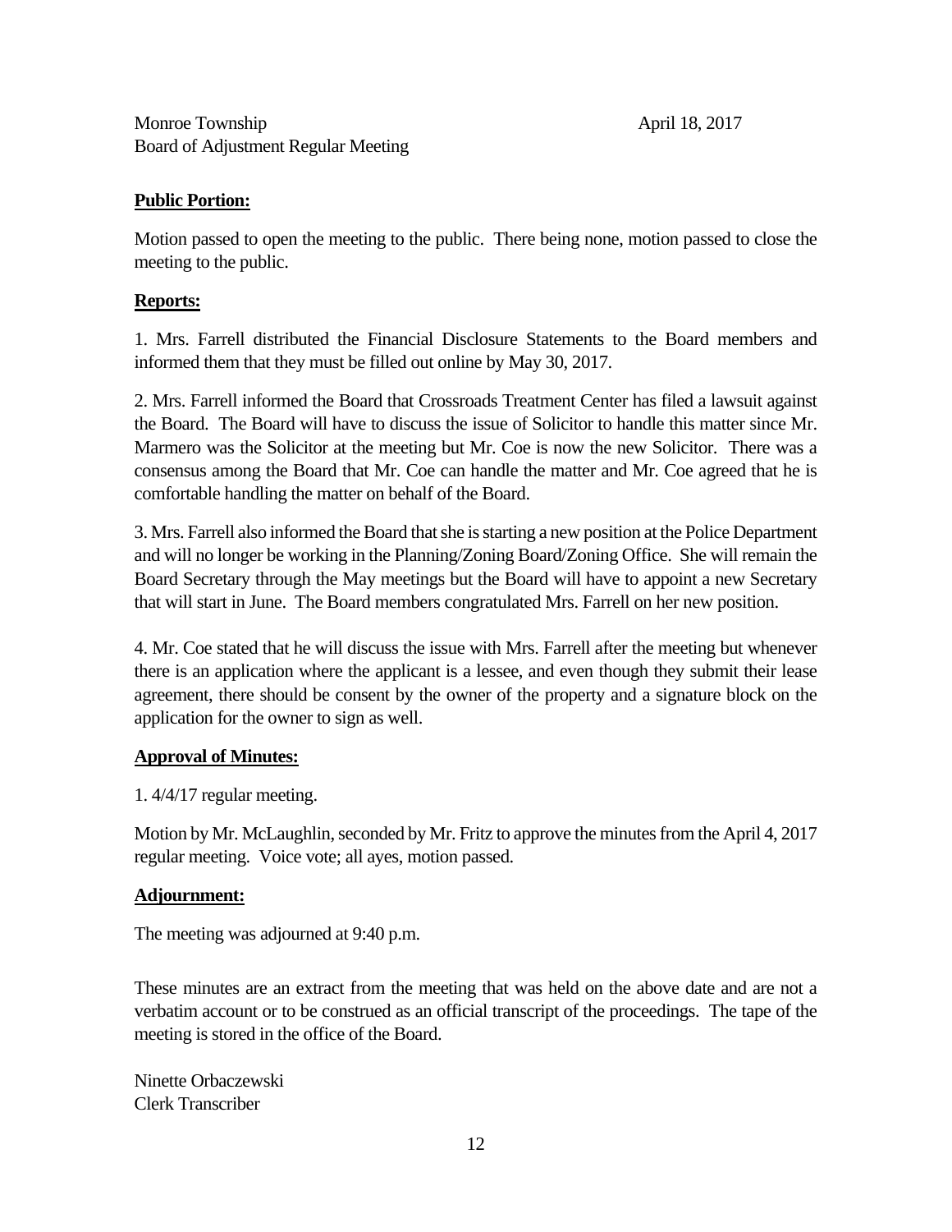Monroe Township
Board of Adjustment Regular Meeting

April 18, 2017

**Public Portion:**

Motion passed to open the meeting to the public. There being none, motion passed to close the meeting to the public.

**Reports:**

1. Mrs. Farrell distributed the Financial Disclosure Statements to the Board members and informed them that they must be filled out online by May 30, 2017.

2. Mrs. Farrell informed the Board that Crossroads Treatment Center has filed a lawsuit against the Board. The Board will have to discuss the issue of Solicitor to handle this matter since Mr. Marmero was the Solicitor at the meeting but Mr. Coe is now the new Solicitor. There was a consensus among the Board that Mr. Coe can handle the matter and Mr. Coe agreed that he is comfortable handling the matter on behalf of the Board.

3. Mrs. Farrell also informed the Board that she is starting a new position at the Police Department and will no longer be working in the Planning/Zoning Board/Zoning Office. She will remain the Board Secretary through the May meetings but the Board will have to appoint a new Secretary that will start in June. The Board members congratulated Mrs. Farrell on her new position.

4. Mr. Coe stated that he will discuss the issue with Mrs. Farrell after the meeting but whenever there is an application where the applicant is a lessee, and even though they submit their lease agreement, there should be consent by the owner of the property and a signature block on the application for the owner to sign as well.

**Approval of Minutes:**

1. 4/4/17 regular meeting.

Motion by Mr. McLaughlin, seconded by Mr. Fritz to approve the minutes from the April 4, 2017 regular meeting. Voice vote; all ayes, motion passed.

**Adjournment:**

The meeting was adjourned at 9:40 p.m.

These minutes are an extract from the meeting that was held on the above date and are not a verbatim account or to be construed as an official transcript of the proceedings. The tape of the meeting is stored in the office of the Board.

Ninette Orbaczewski
Clerk Transcriber